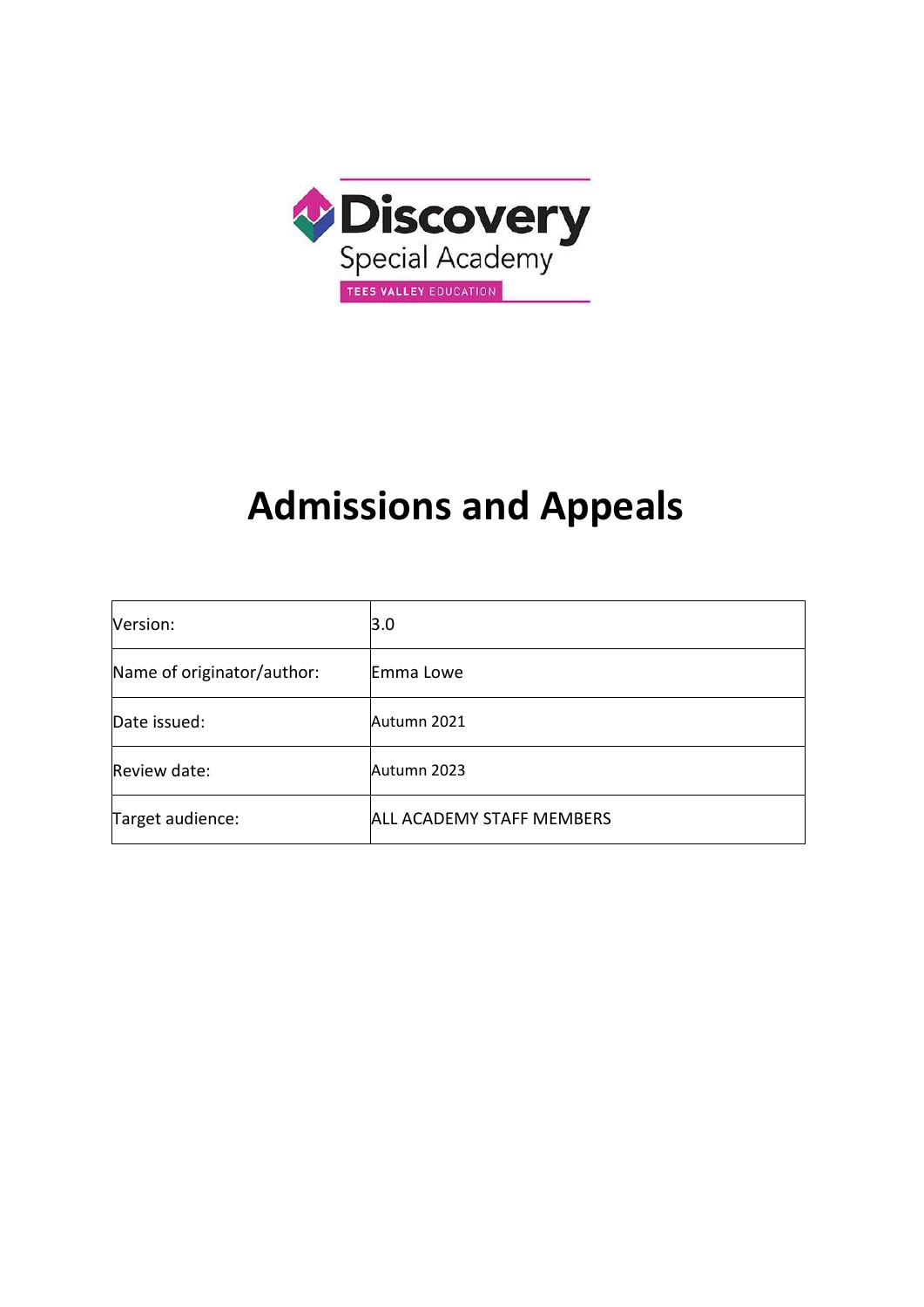Discovery Special Academy

TEES VALLEY EDUCATION

# Admissions and Appeals

| Version: | 3.0 |
|---|---|
| Name of originator/author: | Emma Lowe |
| Date issued: | Autumn 2021 |
| Review date: | Autumn 2023 |
| Target audience: | ALL ACADEMY STAFF MEMBERS |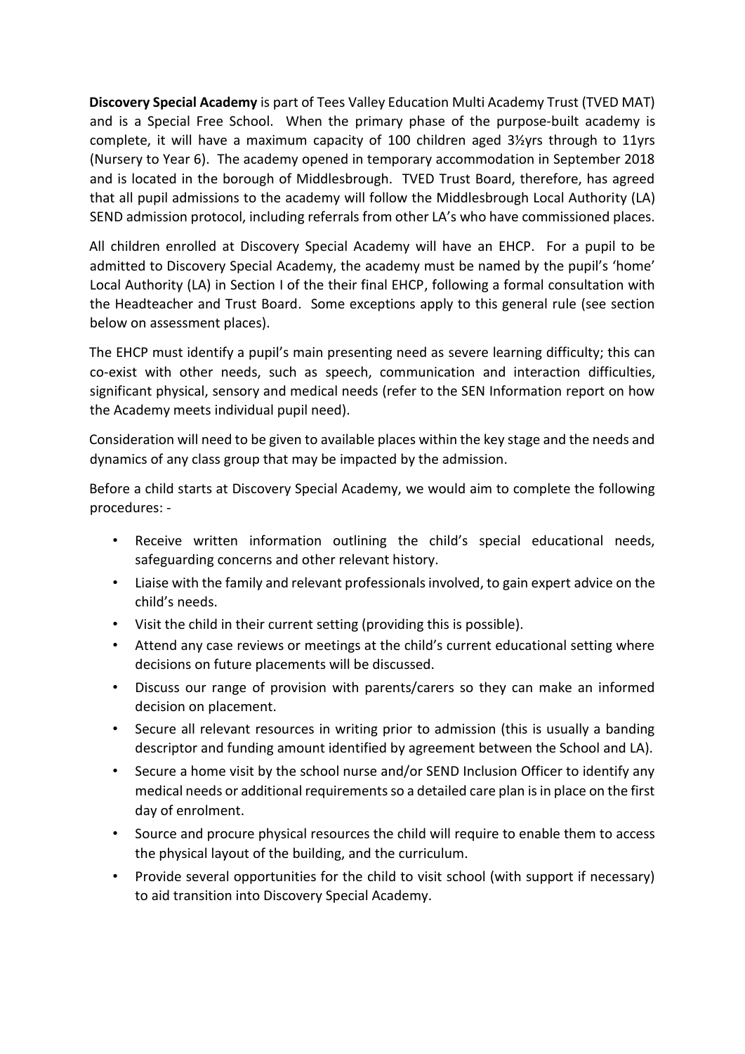**Discovery Special Academy** is part of Tees Valley Education Multi Academy Trust (TVED MAT) and is a Special Free School. When the primary phase of the purpose-built academy is complete, it will have a maximum capacity of 100 children aged 3½yrs through to 11yrs (Nursery to Year 6). The academy opened in temporary accommodation in September 2018 and is located in the borough of Middlesbrough. TVED Trust Board, therefore, has agreed that all pupil admissions to the academy will follow the Middlesbrough Local Authority (LA) SEND admission protocol, including referrals from other LA's who have commissioned places.

All children enrolled at Discovery Special Academy will have an EHCP. For a pupil to be admitted to Discovery Special Academy, the academy must be named by the pupil's 'home' Local Authority (LA) in Section I of the their final EHCP, following a formal consultation with the Headteacher and Trust Board. Some exceptions apply to this general rule (see section below on assessment places).

The EHCP must identify a pupil's main presenting need as severe learning difficulty; this can co-exist with other needs, such as speech, communication and interaction difficulties, significant physical, sensory and medical needs (refer to the SEN Information report on how the Academy meets individual pupil need).

Consideration will need to be given to available places within the key stage and the needs and dynamics of any class group that may be impacted by the admission.

Before a child starts at Discovery Special Academy, we would aim to complete the following procedures: -

- Receive written information outlining the child's special educational needs, safeguarding concerns and other relevant history.
- Liaise with the family and relevant professionals involved, to gain expert advice on the child's needs.
- Visit the child in their current setting (providing this is possible).
- Attend any case reviews or meetings at the child's current educational setting where decisions on future placements will be discussed.
- Discuss our range of provision with parents/carers so they can make an informed decision on placement.
- Secure all relevant resources in writing prior to admission (this is usually a banding descriptor and funding amount identified by agreement between the School and LA).
- Secure a home visit by the school nurse and/or SEND Inclusion Officer to identify any medical needs or additional requirements so a detailed care plan is in place on the first day of enrolment.
- Source and procure physical resources the child will require to enable them to access the physical layout of the building, and the curriculum.
- Provide several opportunities for the child to visit school (with support if necessary) to aid transition into Discovery Special Academy.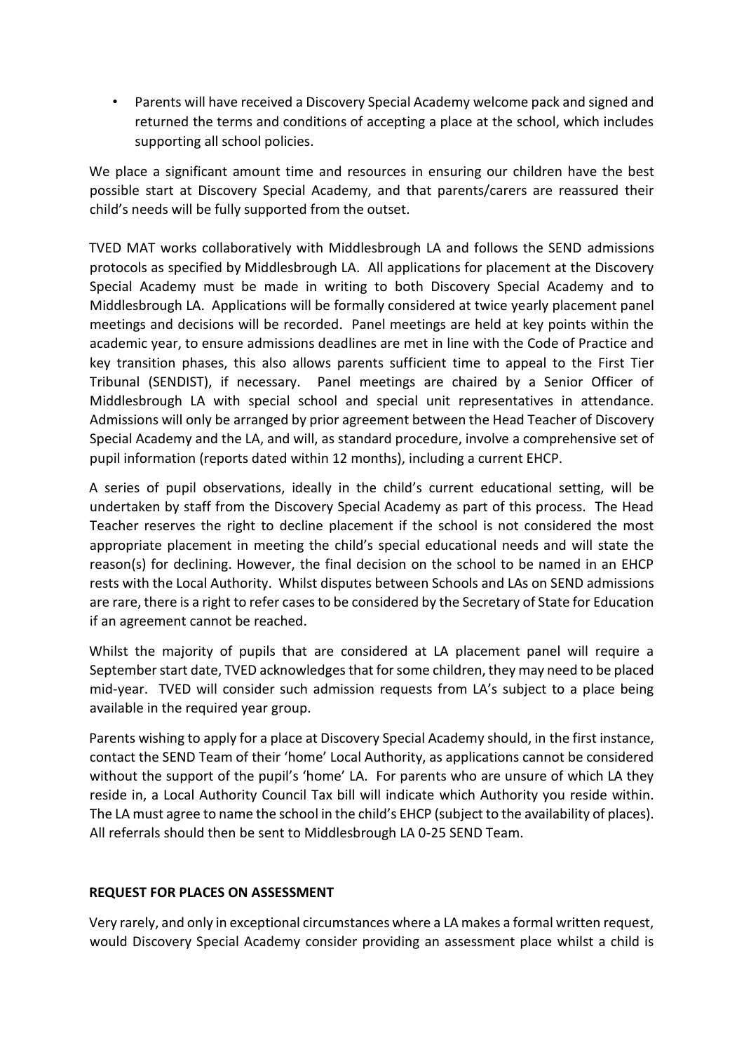- Parents will have received a Discovery Special Academy welcome pack and signed and returned the terms and conditions of accepting a place at the school, which includes supporting all school policies.

We place a significant amount time and resources in ensuring our children have the best possible start at Discovery Special Academy, and that parents/carers are reassured their child's needs will be fully supported from the outset.

TVED MAT works collaboratively with Middlesbrough LA and follows the SEND admissions protocols as specified by Middlesbrough LA. All applications for placement at the Discovery Special Academy must be made in writing to both Discovery Special Academy and to Middlesbrough LA. Applications will be formally considered at twice yearly placement panel meetings and decisions will be recorded. Panel meetings are held at key points within the academic year, to ensure admissions deadlines are met in line with the Code of Practice and key transition phases, this also allows parents sufficient time to appeal to the First Tier Tribunal (SENDIST), if necessary. Panel meetings are chaired by a Senior Officer of Middlesbrough LA with special school and special unit representatives in attendance. Admissions will only be arranged by prior agreement between the Head Teacher of Discovery Special Academy and the LA, and will, as standard procedure, involve a comprehensive set of pupil information (reports dated within 12 months), including a current EHCP.

A series of pupil observations, ideally in the child's current educational setting, will be undertaken by staff from the Discovery Special Academy as part of this process. The Head Teacher reserves the right to decline placement if the school is not considered the most appropriate placement in meeting the child's special educational needs and will state the reason(s) for declining. However, the final decision on the school to be named in an EHCP rests with the Local Authority. Whilst disputes between Schools and LAs on SEND admissions are rare, there is a right to refer cases to be considered by the Secretary of State for Education if an agreement cannot be reached.

Whilst the majority of pupils that are considered at LA placement panel will require a September start date, TVED acknowledges that for some children, they may need to be placed mid-year. TVED will consider such admission requests from LA's subject to a place being available in the required year group.

Parents wishing to apply for a place at Discovery Special Academy should, in the first instance, contact the SEND Team of their 'home' Local Authority, as applications cannot be considered without the support of the pupil's 'home' LA. For parents who are unsure of which LA they reside in, a Local Authority Council Tax bill will indicate which Authority you reside within. The LA must agree to name the school in the child's EHCP (subject to the availability of places). All referrals should then be sent to Middlesbrough LA 0-25 SEND Team.

**REQUEST FOR PLACES ON ASSESSMENT**

Very rarely, and only in exceptional circumstances where a LA makes a formal written request, would Discovery Special Academy consider providing an assessment place whilst a child is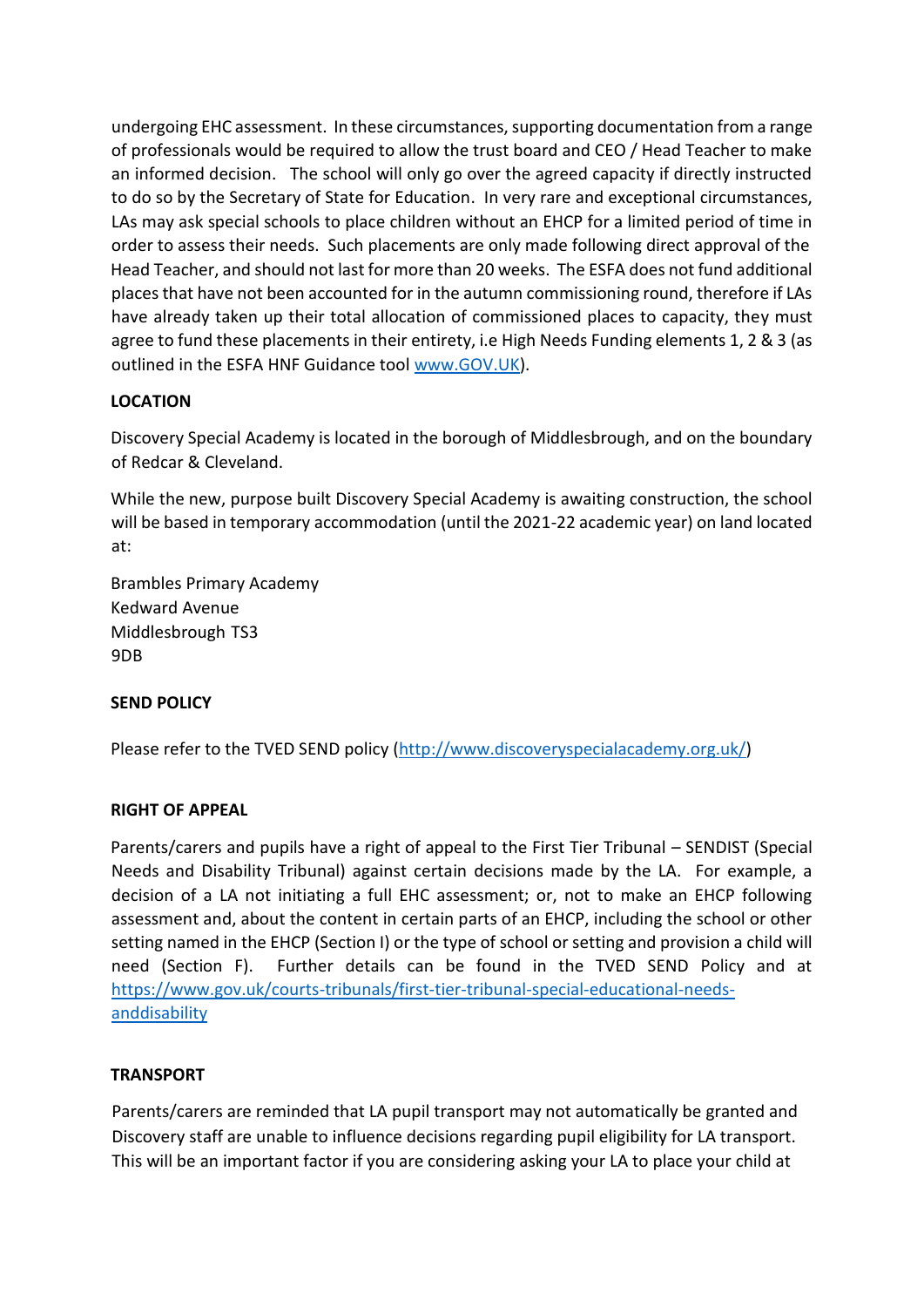undergoing EHC assessment. In these circumstances, supporting documentation from a range of professionals would be required to allow the trust board and CEO / Head Teacher to make an informed decision. The school will only go over the agreed capacity if directly instructed to do so by the Secretary of State for Education. In very rare and exceptional circumstances, LAs may ask special schools to place children without an EHCP for a limited period of time in order to assess their needs. Such placements are only made following direct approval of the Head Teacher, and should not last for more than 20 weeks. The ESFA does not fund additional places that have not been accounted for in the autumn commissioning round, therefore if LAs have already taken up their total allocation of commissioned places to capacity, they must agree to fund these placements in their entirety, i.e High Needs Funding elements 1, 2 & 3 (as outlined in the ESFA HNF Guidance tool [www.GOV.UK](www.GOV.UK)).

**LOCATION**

Discovery Special Academy is located in the borough of Middlesbrough, and on the boundary of Redcar & Cleveland.

While the new, purpose built Discovery Special Academy is awaiting construction, the school will be based in temporary accommodation (until the 2021-22 academic year) on land located at:

Brambles Primary Academy
Kedward Avenue
Middlesbrough TS3
9DB

**SEND POLICY**

Please refer to the TVED SEND policy ([http://www.discoveryspecialacademy.org.uk/](http://www.discoveryspecialacademy.org.uk/))

**RIGHT OF APPEAL**

Parents/carers and pupils have a right of appeal to the First Tier Tribunal – SENDIST (Special Needs and Disability Tribunal) against certain decisions made by the LA. For example, a decision of a LA not initiating a full EHC assessment; or, not to make an EHCP following assessment and, about the content in certain parts of an EHCP, including the school or other setting named in the EHCP (Section I) or the type of school or setting and provision a child will need (Section F). Further details can be found in the TVED SEND Policy and at [https://www.gov.uk/courts-tribunals/first-tier-tribunal-special-educational-needs-anddisability](https://www.gov.uk/courts-tribunals/first-tier-tribunal-special-educational-needs-anddisability)

**TRANSPORT**

Parents/carers are reminded that LA pupil transport may not automatically be granted and Discovery staff are unable to influence decisions regarding pupil eligibility for LA transport. This will be an important factor if you are considering asking your LA to place your child at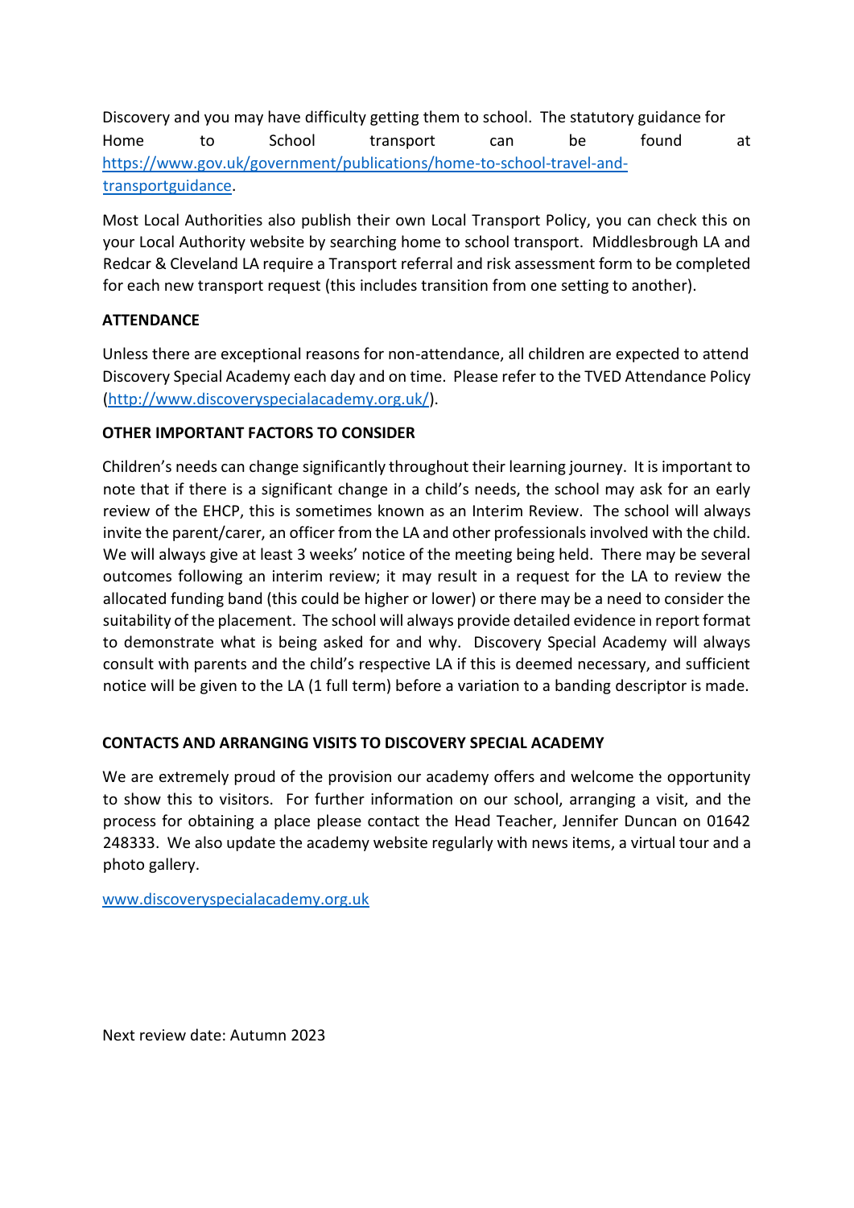Discovery and you may have difficulty getting them to school. The statutory guidance for Home to School transport can be found at [https://www.gov.uk/government/publications/home-to-school-travel-and-transportguidance](https://www.gov.uk/government/publications/home-to-school-travel-and-transportguidance).

Most Local Authorities also publish their own Local Transport Policy, you can check this on your Local Authority website by searching home to school transport. Middlesbrough LA and Redcar & Cleveland LA require a Transport referral and risk assessment form to be completed for each new transport request (this includes transition from one setting to another).

**ATTENDANCE**

Unless there are exceptional reasons for non-attendance, all children are expected to attend Discovery Special Academy each day and on time. Please refer to the TVED Attendance Policy ([http://www.discoveryspecialacademy.org.uk/](http://www.discoveryspecialacademy.org.uk/)).

**OTHER IMPORTANT FACTORS TO CONSIDER**

Children's needs can change significantly throughout their learning journey. It is important to note that if there is a significant change in a child's needs, the school may ask for an early review of the EHCP, this is sometimes known as an Interim Review. The school will always invite the parent/carer, an officer from the LA and other professionals involved with the child. We will always give at least 3 weeks' notice of the meeting being held. There may be several outcomes following an interim review; it may result in a request for the LA to review the allocated funding band (this could be higher or lower) or there may be a need to consider the suitability of the placement. The school will always provide detailed evidence in report format to demonstrate what is being asked for and why. Discovery Special Academy will always consult with parents and the child's respective LA if this is deemed necessary, and sufficient notice will be given to the LA (1 full term) before a variation to a banding descriptor is made.

**CONTACTS AND ARRANGING VISITS TO DISCOVERY SPECIAL ACADEMY**

We are extremely proud of the provision our academy offers and welcome the opportunity to show this to visitors. For further information on our school, arranging a visit, and the process for obtaining a place please contact the Head Teacher, Jennifer Duncan on 01642 248333. We also update the academy website regularly with news items, a virtual tour and a photo gallery.

[www.discoveryspecialacademy.org.uk](http://www.discoveryspecialacademy.org.uk)

Next review date: Autumn 2023